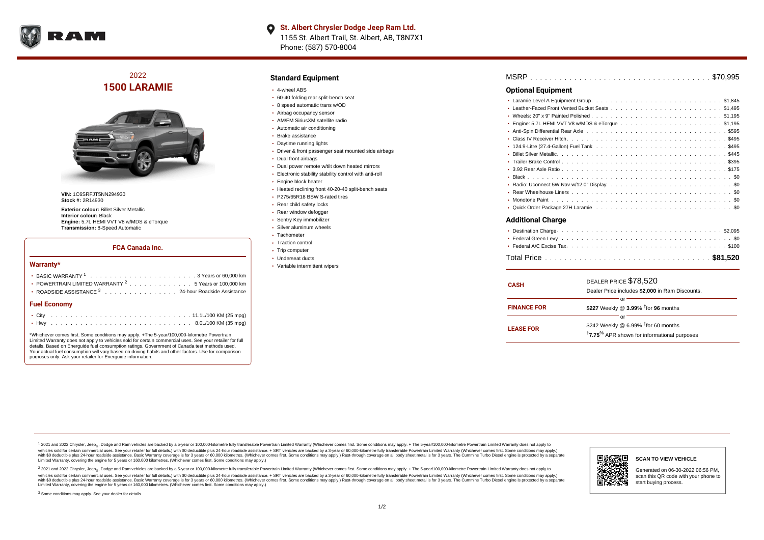**St. Albert Chrysler Dodge Jeep Ram Ltd.**
1155 St. Albert Trail, St. Albert, AB, T8N7X1
Phone: (587) 570-8004

# 2022
# 1500 LARAMIE

**VIN:** 1C6SRFJT5NN294930
**Stock #:** 2R14930

**Exterior colour:** Billet Silver Metallic
**Interior colour:** Black
**Engine:** 5.7L HEMI VVT V8 w/MDS & eTorque
**Transmission:** 8-Speed Automatic

### FCA Canada Inc.

#### Warranty*

- BASIC WARRANTY [1] . . . . . 3 Years or 60,000 km
- POWERTRAIN LIMITED WARRANTY [2] . . . . . 5 Years or 100,000 km
- ROADSIDE ASSISTANCE [3] . . . . . 24-hour Roadside Assistance

#### Fuel Economy

- City . . . . . 11.1L/100 KM (25 mpg)
- Hwy . . . . . 8.0L/100 KM (35 mpg)

*Whichever comes first. Some conditions may apply. +The 5-year/100,000-kilometre Powertrain Limited Warranty does not apply to vehicles sold for certain commercial uses. See your retailer for full details. Based on Energuide fuel consumption ratings. Government of Canada test methods used. Your actual fuel consumption will vary based on driving habits and other factors. Use for comparison purposes only. Ask your retailer for Energuide information.

## Standard Equipment

- 4-wheel ABS
- 60-40 folding rear split-bench seat
- 8 speed automatic trans w/OD
- Airbag occupancy sensor
- AM/FM SiriusXM satellite radio
- Automatic air conditioning
- Brake assistance
- Daytime running lights
- Driver & front passenger seat mounted side airbags
- Dual front airbags
- Dual power remote w/tilt down heated mirrors
- Electronic stability stability control with anti-roll
- Engine block heater
- Heated reclining front 40-20-40 split-bench seats
- P275/65R18 BSW S-rated tires
- Rear child safety locks
- Rear window defogger
- Sentry Key immobilizer
- Silver aluminum wheels
- Tachometer
- Traction control
- Trip computer
- Underseat ducts
- Variable intermittent wipers

MSRP . . . . . $70,995

## Optional Equipment

- Laramie Level A Equipment Group . . . . . $1,845
- Leather-Faced Front Vented Bucket Seats . . . . . $1,495
- Wheels: 20" x 9" Painted Polished . . . . . $1,195
- Engine: 5.7L HEMI VVT V8 w/MDS & eTorque . . . . . $1,195
- Anti-Spin Differential Rear Axle . . . . . $595
- Class IV Receiver Hitch . . . . . $495
- 124.9-Litre (27.4-Gallon) Fuel Tank . . . . . $495
- Billet Silver Metallic . . . . . $445
- Trailer Brake Control . . . . . $395
- 3.92 Rear Axle Ratio . . . . . $175
- Black . . . . . $0
- Radio: Uconnect 5W Nav w/12.0" Display . . . . . $0
- Rear Wheelhouse Liners . . . . . $0
- Monotone Paint . . . . . $0
- Quick Order Package 27H Laramie . . . . . $0

## Additional Charge

- Destination Charge . . . . . $2,095
- Federal Green Levy . . . . . $0
- Federal A/C Excise Tax . . . . . $100

Total Price . . . . . **$81,520**

| | |
|---|---|
| **CASH** | DEALER PRICE $78,520<br>Dealer Price includes **$2,000** in Ram Discounts. |
| | or |
| **FINANCE FOR** | **$227** Weekly @ **3.99**% †for **96** months |
| | or |
| **LEASE FOR** | $242 Weekly @ 6.99% †for 60 months<br>†**7.75**% APR shown for informational purposes |

[1] 2021 and 2022 Chrysler, Jeep®, Dodge and Ram vehicles are backed by a 5-year or 100,000-kilometre fully transferable Powertrain Limited Warranty (Whichever comes first. Some conditions may apply. + The 5-year/100,000-kilometre Powertrain Limited Warranty does not apply to vehicles sold for certain commercial uses. See your retailer for full details.) with $0 deductible plus 24-hour roadside assistance. + SRT vehicles are backed by a 3-year or 60,000-kilometre fully transferable Powertrain Limited Warranty (Whichever comes first. Some conditions may apply.) with $0 deductible plus 24-hour roadside assistance. Basic Warranty coverage is for 3 years or 60,000 kilometres. (Whichever comes first. Some conditions may apply.) Rust-through coverage on all body sheet metal is for 3 years. The Cummins Turbo Diesel engine is protected by a separate Limited Warranty, covering the engine for 5 years or 160,000 kilometres. (Whichever comes first. Some conditions may apply.)

[2] 2021 and 2022 Chrysler, Jeep®, Dodge and Ram vehicles are backed by a 5-year or 100,000-kilometre fully transferable Powertrain Limited Warranty (Whichever comes first. Some conditions may apply. + The 5-year/100,000-kilometre Powertrain Limited Warranty does not apply to vehicles sold for certain commercial uses. See your retailer for full details.) with $0 deductible plus 24-hour roadside assistance. + SRT vehicles are backed by a 3-year or 60,000-kilometre fully transferable Powertrain Limited Warranty (Whichever comes first. Some conditions may apply.) with $0 deductible plus 24-hour roadside assistance. Basic Warranty coverage is for 3 years or 60,000 kilometres. (Whichever comes first. Some conditions may apply.) Rust-through coverage on all body sheet metal is for 3 years. The Cummins Turbo Diesel engine is protected by a separate Limited Warranty, covering the engine for 5 years or 160,000 kilometres. (Whichever comes first. Some conditions may apply.)

[3] Some conditions may apply. See your dealer for details.

**SCAN TO VIEW VEHICLE**

Generated on 06-30-2022 06:56 PM, scan this QR code with your phone to start buying process.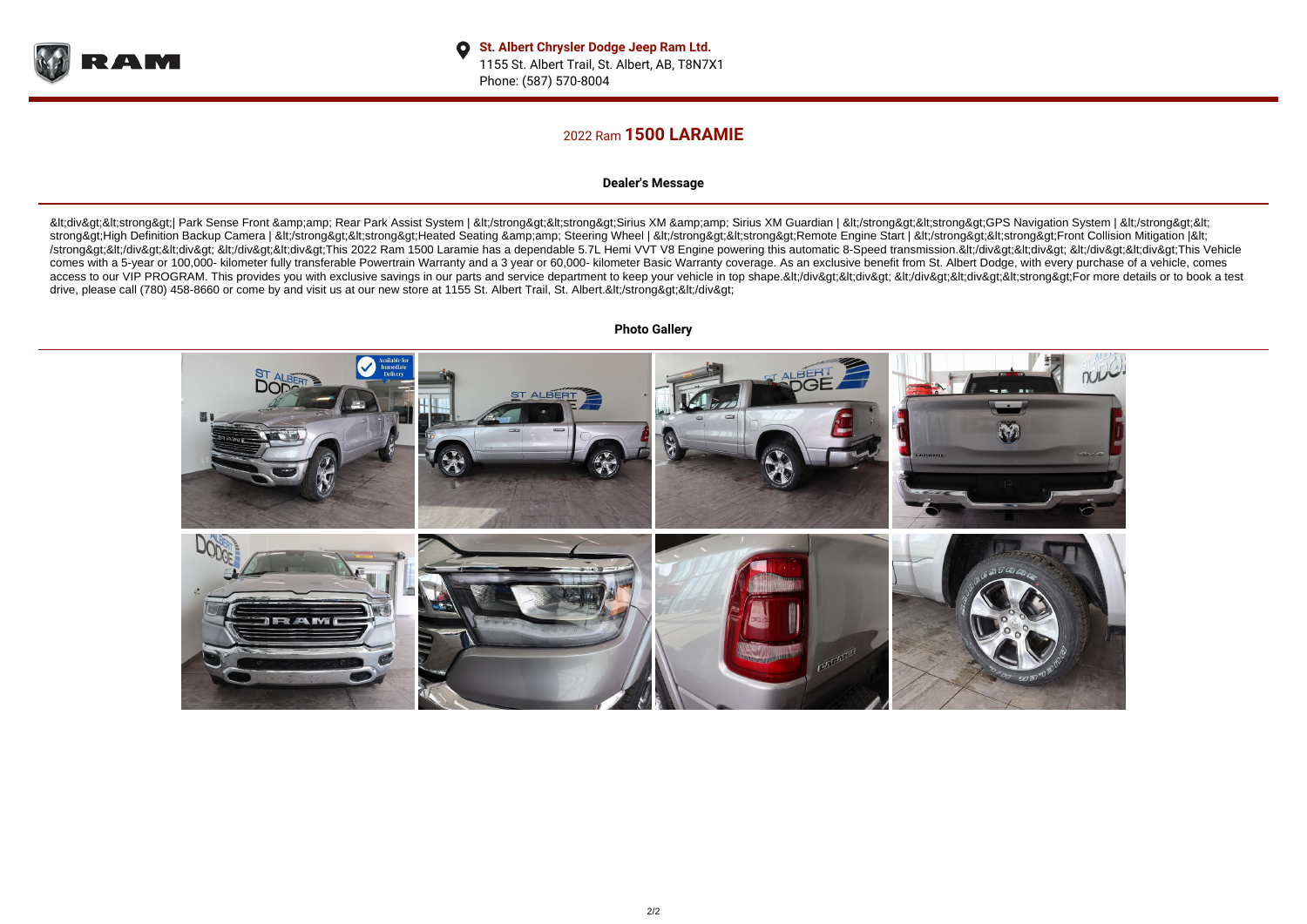RAM

**St. Albert Chrysler Dodge Jeep Ram Ltd.**
1155 St. Albert Trail, St. Albert, AB, T8N7X1
Phone: (587) 570-8004

## 2022 Ram **1500 LARAMIE**

### Dealer's Message

&lt;div&gt;&lt;strong&gt;| Park Sense Front &amp;amp; Rear Park Assist System | &lt;/strong&gt;&lt;strong&gt;Sirius XM &amp;amp; Sirius XM Guardian | &lt;/strong&gt;&lt;strong&gt;GPS Navigation System | &lt;/strong&gt;&lt;strong&gt;High Definition Backup Camera | &lt;/strong&gt;&lt;strong&gt;Heated Seating &amp;amp; Steering Wheel | &lt;/strong&gt;&lt;strong&gt;Remote Engine Start | &lt;/strong&gt;&lt;strong&gt;Front Collision Mitigation |&lt;/strong&gt;&lt;/div&gt;&lt;div&gt; &lt;/div&gt;&lt;div&gt;This 2022 Ram 1500 Laramie has a dependable 5.7L Hemi VVT V8 Engine powering this automatic 8-Speed transmission.&lt;/div&gt;&lt;div&gt; &lt;/div&gt;&lt;div&gt;This Vehicle comes with a 5-year or 100,000- kilometer fully transferable Powertrain Warranty and a 3 year or 60,000- kilometer Basic Warranty coverage. As an exclusive benefit from St. Albert Dodge, with every purchase of a vehicle, comes access to our VIP PROGRAM. This provides you with exclusive savings in our parts and service department to keep your vehicle in top shape.&lt;/div&gt;&lt;div&gt; &lt;/div&gt;&lt;div&gt;&lt;strong&gt;For more details or to book a test drive, please call (780) 458-8660 or come by and visit us at our new store at 1155 St. Albert Trail, St. Albert.&lt;/strong&gt;&lt;/div&gt;

### Photo Gallery